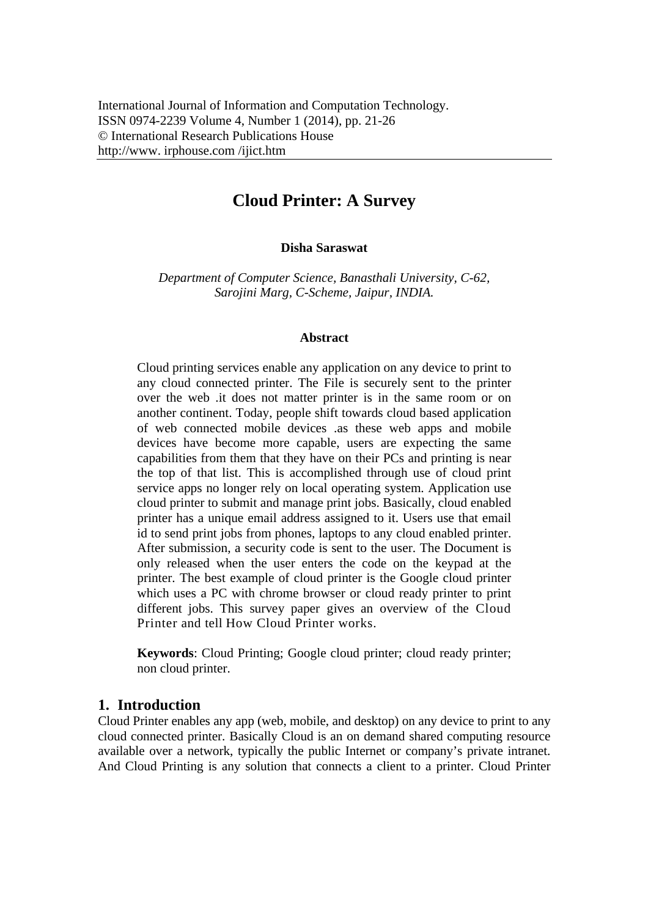International Journal of Information and Computation Technology.
ISSN 0974-2239 Volume 4, Number 1 (2014), pp. 21-26
© International Research Publications House
http://www. irphouse.com /ijict.htm

# Cloud Printer: A Survey

**Disha Saraswat**

*Department of Computer Science, Banasthali University, C-62, Sarojini Marg, C-Scheme, Jaipur, INDIA.*

### Abstract

Cloud printing services enable any application on any device to print to any cloud connected printer. The File is securely sent to the printer over the web .it does not matter printer is in the same room or on another continent. Today, people shift towards cloud based application of web connected mobile devices .as these web apps and mobile devices have become more capable, users are expecting the same capabilities from them that they have on their PCs and printing is near the top of that list. This is accomplished through use of cloud print service apps no longer rely on local operating system. Application use cloud printer to submit and manage print jobs. Basically, cloud enabled printer has a unique email address assigned to it. Users use that email id to send print jobs from phones, laptops to any cloud enabled printer. After submission, a security code is sent to the user. The Document is only released when the user enters the code on the keypad at the printer. The best example of cloud printer is the Google cloud printer which uses a PC with chrome browser or cloud ready printer to print different jobs. This survey paper gives an overview of the Cloud Printer and tell How Cloud Printer works.

**Keywords**: Cloud Printing; Google cloud printer; cloud ready printer; non cloud printer.

## 1. Introduction

Cloud Printer enables any app (web, mobile, and desktop) on any device to print to any cloud connected printer. Basically Cloud is an on demand shared computing resource available over a network, typically the public Internet or company's private intranet. And Cloud Printing is any solution that connects a client to a printer. Cloud Printer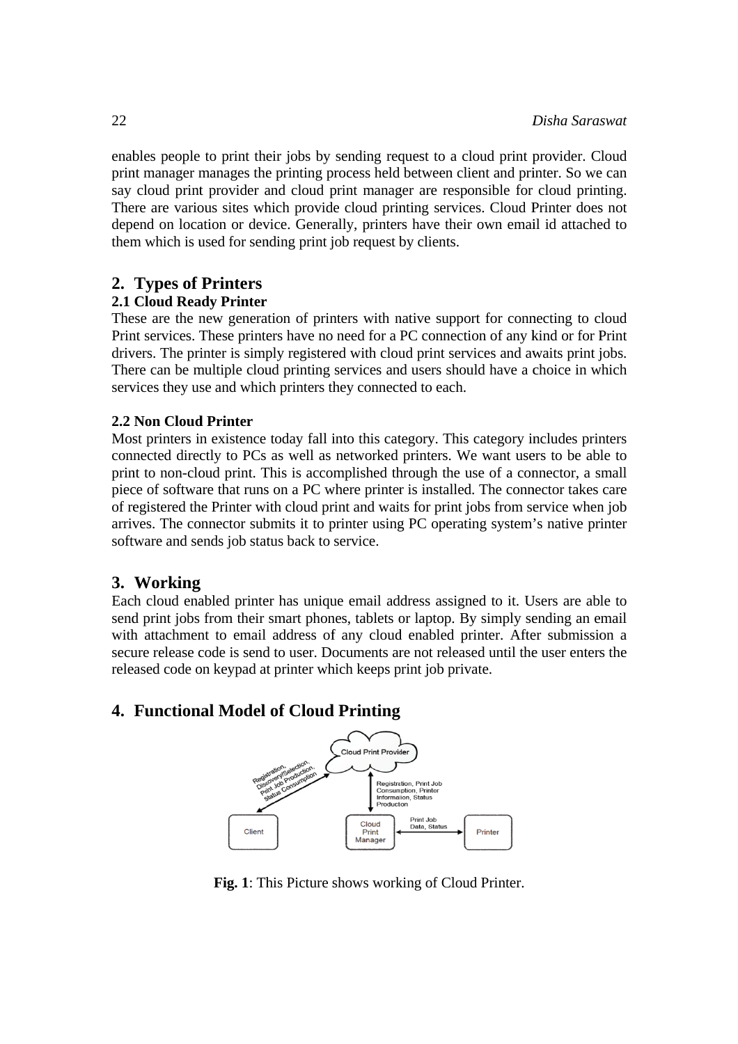enables people to print their jobs by sending request to a cloud print provider. Cloud print manager manages the printing process held between client and printer. So we can say cloud print provider and cloud print manager are responsible for cloud printing. There are various sites which provide cloud printing services. Cloud Printer does not depend on location or device. Generally, printers have their own email id attached to them which is used for sending print job request by clients.

## 2. Types of Printers

### 2.1 Cloud Ready Printer

These are the new generation of printers with native support for connecting to cloud Print services. These printers have no need for a PC connection of any kind or for Print drivers. The printer is simply registered with cloud print services and awaits print jobs. There can be multiple cloud printing services and users should have a choice in which services they use and which printers they connected to each.

### 2.2 Non Cloud Printer

Most printers in existence today fall into this category. This category includes printers connected directly to PCs as well as networked printers. We want users to be able to print to non-cloud print. This is accomplished through the use of a connector, a small piece of software that runs on a PC where printer is installed. The connector takes care of registered the Printer with cloud print and waits for print jobs from service when job arrives. The connector submits it to printer using PC operating system's native printer software and sends job status back to service.

## 3. Working

Each cloud enabled printer has unique email address assigned to it. Users are able to send print jobs from their smart phones, tablets or laptop. By simply sending an email with attachment to email address of any cloud enabled printer. After submission a secure release code is send to user. Documents are not released until the user enters the released code on keypad at printer which keeps print job private.

## 4. Functional Model of Cloud Printing

**Fig. 1**: This Picture shows working of Cloud Printer.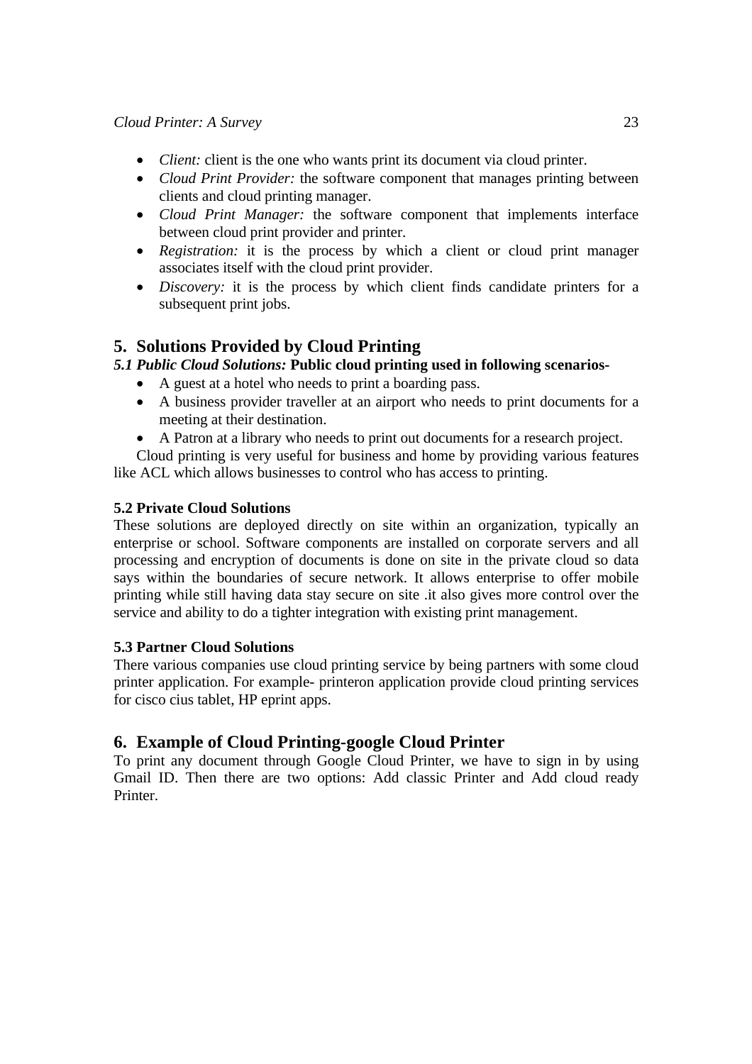- *Client:* client is the one who wants print its document via cloud printer.
- *Cloud Print Provider:* the software component that manages printing between clients and cloud printing manager.
- *Cloud Print Manager:* the software component that implements interface between cloud print provider and printer.
- *Registration:* it is the process by which a client or cloud print manager associates itself with the cloud print provider.
- *Discovery:* it is the process by which client finds candidate printers for a subsequent print jobs.

## 5. Solutions Provided by Cloud Printing

***5.1 Public Cloud Solutions:*** **Public cloud printing used in following scenarios-**

- A guest at a hotel who needs to print a boarding pass.
- A business provider traveller at an airport who needs to print documents for a meeting at their destination.
- A Patron at a library who needs to print out documents for a research project.

Cloud printing is very useful for business and home by providing various features like ACL which allows businesses to control who has access to printing.

### 5.2 Private Cloud Solutions

These solutions are deployed directly on site within an organization, typically an enterprise or school. Software components are installed on corporate servers and all processing and encryption of documents is done on site in the private cloud so data says within the boundaries of secure network. It allows enterprise to offer mobile printing while still having data stay secure on site .it also gives more control over the service and ability to do a tighter integration with existing print management.

### 5.3 Partner Cloud Solutions

There various companies use cloud printing service by being partners with some cloud printer application. For example- printeron application provide cloud printing services for cisco cius tablet, HP eprint apps.

## 6. Example of Cloud Printing-google Cloud Printer

To print any document through Google Cloud Printer, we have to sign in by using Gmail ID. Then there are two options: Add classic Printer and Add cloud ready Printer.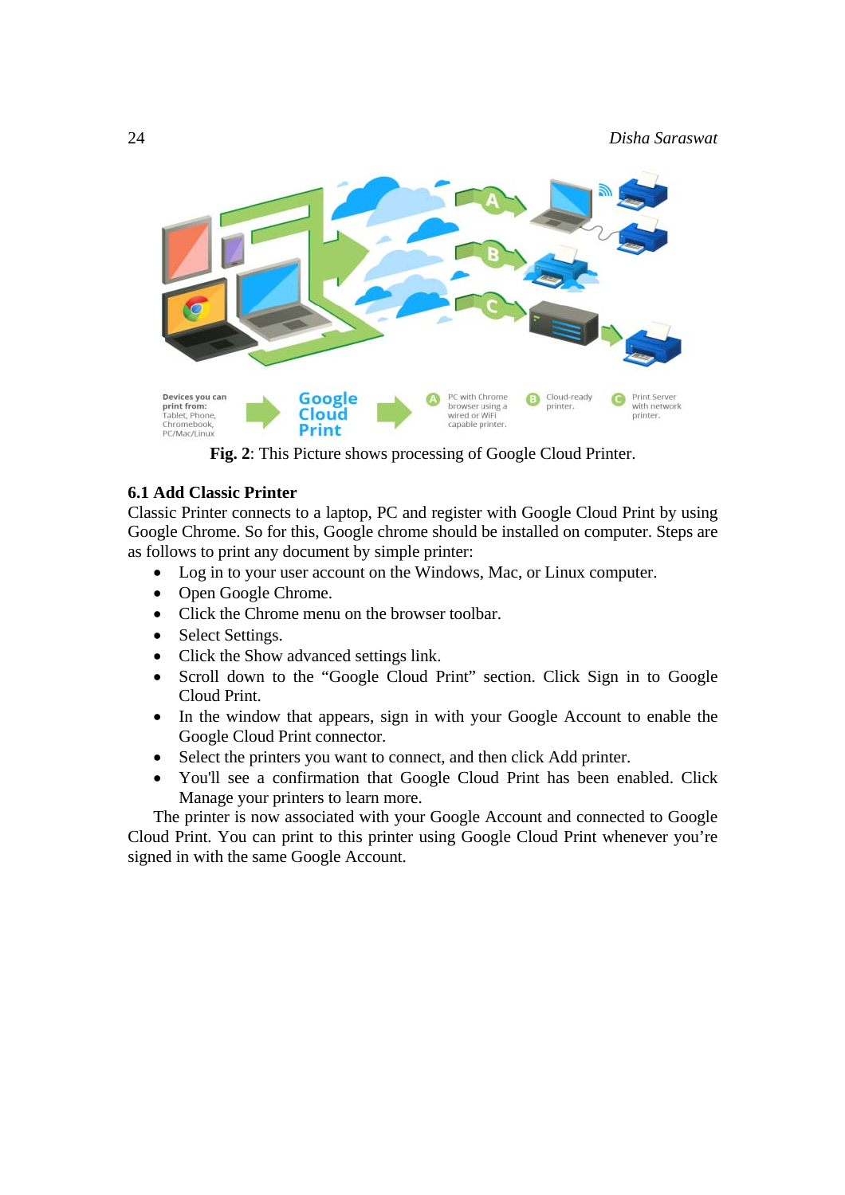**Fig. 2**: This Picture shows processing of Google Cloud Printer.

### 6.1 Add Classic Printer

Classic Printer connects to a laptop, PC and register with Google Cloud Print by using Google Chrome. So for this, Google chrome should be installed on computer. Steps are as follows to print any document by simple printer:

- Log in to your user account on the Windows, Mac, or Linux computer.
- Open Google Chrome.
- Click the Chrome menu on the browser toolbar.
- Select Settings.
- Click the Show advanced settings link.
- Scroll down to the "Google Cloud Print" section. Click Sign in to Google Cloud Print.
- In the window that appears, sign in with your Google Account to enable the Google Cloud Print connector.
- Select the printers you want to connect, and then click Add printer.
- You'll see a confirmation that Google Cloud Print has been enabled. Click Manage your printers to learn more.

The printer is now associated with your Google Account and connected to Google Cloud Print. You can print to this printer using Google Cloud Print whenever you're signed in with the same Google Account.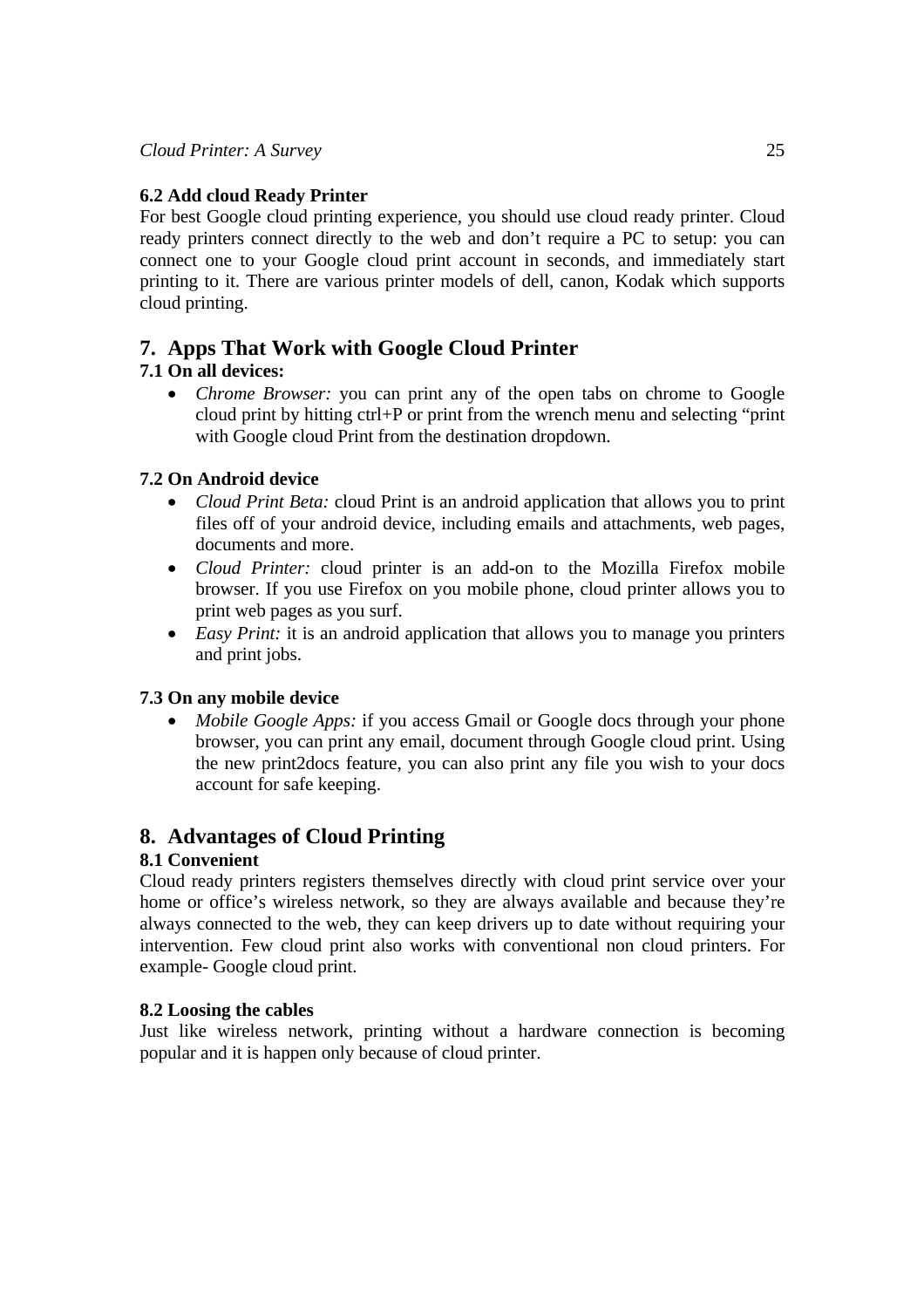### 6.2 Add cloud Ready Printer

For best Google cloud printing experience, you should use cloud ready printer. Cloud ready printers connect directly to the web and don't require a PC to setup: you can connect one to your Google cloud print account in seconds, and immediately start printing to it. There are various printer models of dell, canon, Kodak which supports cloud printing.

## 7. Apps That Work with Google Cloud Printer

### 7.1 On all devices:

- *Chrome Browser:* you can print any of the open tabs on chrome to Google cloud print by hitting ctrl+P or print from the wrench menu and selecting "print with Google cloud Print from the destination dropdown.

### 7.2 On Android device

- *Cloud Print Beta:* cloud Print is an android application that allows you to print files off of your android device, including emails and attachments, web pages, documents and more.
- *Cloud Printer:* cloud printer is an add-on to the Mozilla Firefox mobile browser. If you use Firefox on you mobile phone, cloud printer allows you to print web pages as you surf.
- *Easy Print:* it is an android application that allows you to manage you printers and print jobs.

### 7.3 On any mobile device

- *Mobile Google Apps:* if you access Gmail or Google docs through your phone browser, you can print any email, document through Google cloud print. Using the new print2docs feature, you can also print any file you wish to your docs account for safe keeping.

## 8. Advantages of Cloud Printing

### 8.1 Convenient

Cloud ready printers registers themselves directly with cloud print service over your home or office's wireless network, so they are always available and because they're always connected to the web, they can keep drivers up to date without requiring your intervention. Few cloud print also works with conventional non cloud printers. For example- Google cloud print.

### 8.2 Loosing the cables

Just like wireless network, printing without a hardware connection is becoming popular and it is happen only because of cloud printer.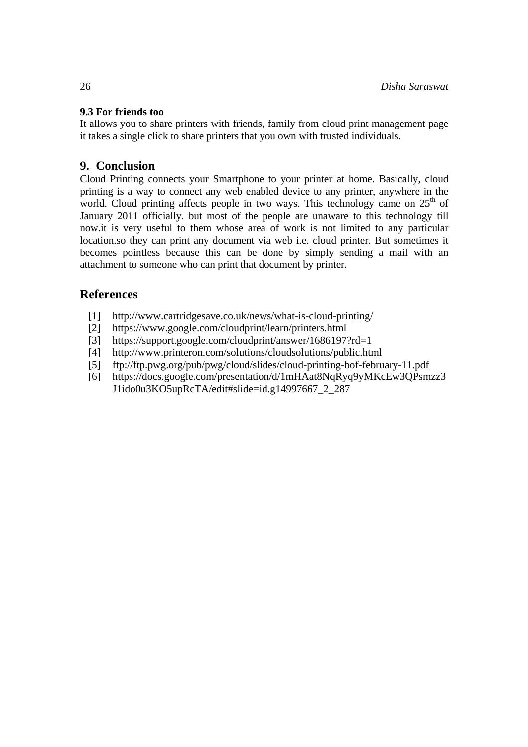### 9.3 For friends too

It allows you to share printers with friends, family from cloud print management page it takes a single click to share printers that you own with trusted individuals.

## 9. Conclusion

Cloud Printing connects your Smartphone to your printer at home. Basically, cloud printing is a way to connect any web enabled device to any printer, anywhere in the world. Cloud printing affects people in two ways. This technology came on 25th of January 2011 officially. but most of the people are unaware to this technology till now.it is very useful to them whose area of work is not limited to any particular location.so they can print any document via web i.e. cloud printer. But sometimes it becomes pointless because this can be done by simply sending a mail with an attachment to someone who can print that document by printer.

## References

[1] http://www.cartridgesave.co.uk/news/what-is-cloud-printing/

[2] https://www.google.com/cloudprint/learn/printers.html

[3] https://support.google.com/cloudprint/answer/1686197?rd=1

[4] http://www.printeron.com/solutions/cloudsolutions/public.html

[5] ftp://ftp.pwg.org/pub/pwg/cloud/slides/cloud-printing-bof-february-11.pdf

[6] https://docs.google.com/presentation/d/1mHAat8NqRyq9yMKcEw3QPsmzz3J1ido0u3KO5upRcTA/edit#slide=id.g14997667_2_287